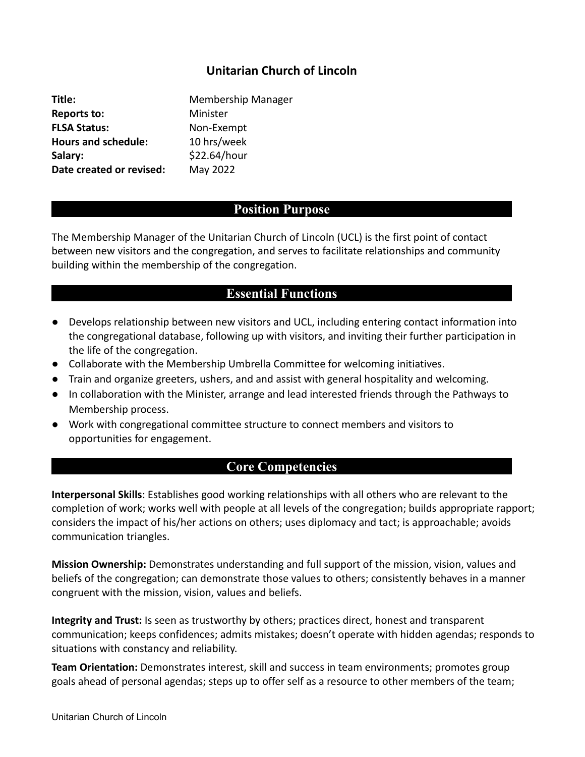# Unitarian Church of Lincoln

| | |
|---|---|
| **Title:** | Membership Manager |
| **Reports to:** | Minister |
| **FLSA Status:** | Non-Exempt |
| **Hours and schedule:** | 10 hrs/week |
| **Salary:** | $22.64/hour |
| **Date created or revised:** | May 2022 |

## Position Purpose

The Membership Manager of the Unitarian Church of Lincoln (UCL) is the first point of contact between new visitors and the congregation, and serves to facilitate relationships and community building within the membership of the congregation.

## Essential Functions

- Develops relationship between new visitors and UCL, including entering contact information into the congregational database, following up with visitors, and inviting their further participation in the life of the congregation.
- Collaborate with the Membership Umbrella Committee for welcoming initiatives.
- Train and organize greeters, ushers, and and assist with general hospitality and welcoming.
- In collaboration with the Minister, arrange and lead interested friends through the Pathways to Membership process.
- Work with congregational committee structure to connect members and visitors to opportunities for engagement.

## Core Competencies

**Interpersonal Skills**: Establishes good working relationships with all others who are relevant to the completion of work; works well with people at all levels of the congregation; builds appropriate rapport; considers the impact of his/her actions on others; uses diplomacy and tact; is approachable; avoids communication triangles.

**Mission Ownership:** Demonstrates understanding and full support of the mission, vision, values and beliefs of the congregation; can demonstrate those values to others; consistently behaves in a manner congruent with the mission, vision, values and beliefs.

**Integrity and Trust:** Is seen as trustworthy by others; practices direct, honest and transparent communication; keeps confidences; admits mistakes; doesn't operate with hidden agendas; responds to situations with constancy and reliability.

**Team Orientation:** Demonstrates interest, skill and success in team environments; promotes group goals ahead of personal agendas; steps up to offer self as a resource to other members of the team;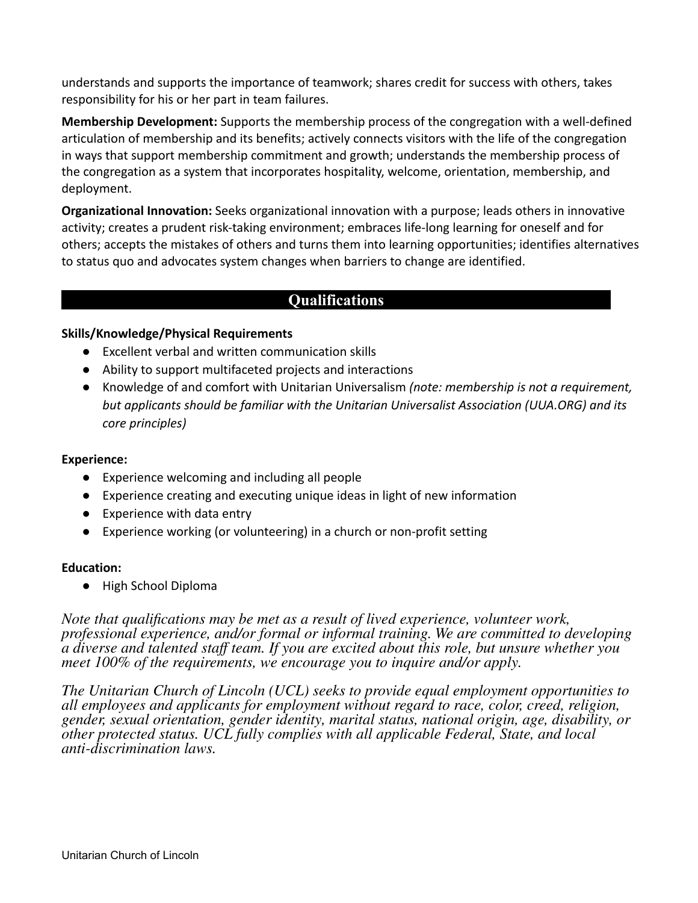understands and supports the importance of teamwork; shares credit for success with others, takes responsibility for his or her part in team failures.

**Membership Development:** Supports the membership process of the congregation with a well-defined articulation of membership and its benefits; actively connects visitors with the life of the congregation in ways that support membership commitment and growth; understands the membership process of the congregation as a system that incorporates hospitality, welcome, orientation, membership, and deployment.

**Organizational Innovation:** Seeks organizational innovation with a purpose; leads others in innovative activity; creates a prudent risk-taking environment; embraces life-long learning for oneself and for others; accepts the mistakes of others and turns them into learning opportunities; identifies alternatives to status quo and advocates system changes when barriers to change are identified.

## Qualifications

**Skills/Knowledge/Physical Requirements**

- Excellent verbal and written communication skills
- Ability to support multifaceted projects and interactions
- Knowledge of and comfort with Unitarian Universalism *(note: membership is not a requirement, but applicants should be familiar with the Unitarian Universalist Association (UUA.ORG) and its core principles)*

**Experience:**

- Experience welcoming and including all people
- Experience creating and executing unique ideas in light of new information
- Experience with data entry
- Experience working (or volunteering) in a church or non-profit setting

**Education:**

- High School Diploma

*Note that qualifications may be met as a result of lived experience, volunteer work, professional experience, and/or formal or informal training. We are committed to developing a diverse and talented staff team. If you are excited about this role, but unsure whether you meet 100% of the requirements, we encourage you to inquire and/or apply.*

*The Unitarian Church of Lincoln (UCL) seeks to provide equal employment opportunities to all employees and applicants for employment without regard to race, color, creed, religion, gender, sexual orientation, gender identity, marital status, national origin, age, disability, or other protected status. UCL fully complies with all applicable Federal, State, and local anti-discrimination laws.*